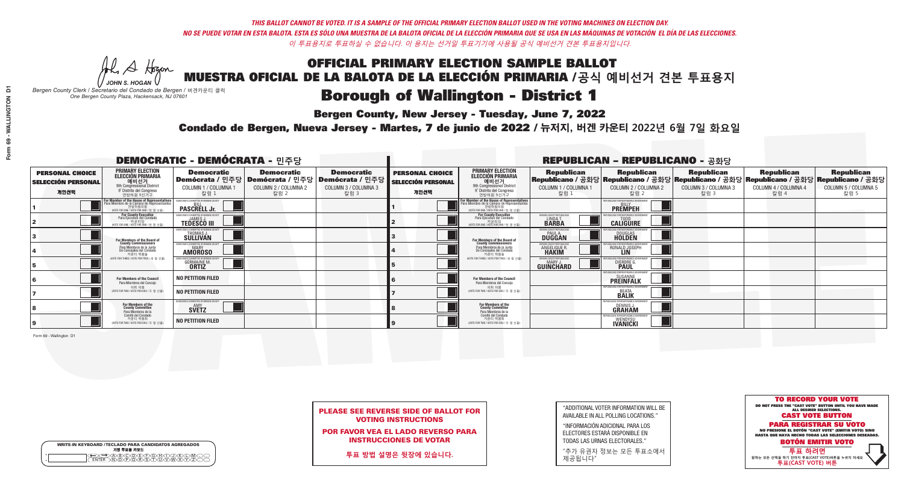*THIS BALLOT CANNOT BE VOTED. IT IS A SAMPLE OF THE OFFICIAL PRIMARY ELECTION BALLOT USED IN THE VOTING MACHINES ON ELECTION DAY.*
*NO SE PUEDE VOTAR EN ESTA BALOTA. ESTA ES SÓLO UNA MUESTRA DE LA BALOTA OFICIAL DE LA ELECCIÓN PRIMARIA QUE SE USA EN LAS MÁQUINAS DE VOTACIÓN EL DÍA DE LAS ELECCIONES.*
*이 투표용지로 투표하실 수 없습니다. 이 용지는 선거일 투표기기에 사용될 공식 예비선거 견본 투표용지입니다.*

JOHN S. HOGAN
*Bergen County Clerk / Secretario del Condado de Bergen / 버겐카운티 클럭*
*One Bergen County Plaza, Hackensack, NJ 07601*

# OFFICIAL PRIMARY ELECTION SAMPLE BALLOT
# MUESTRA OFICIAL DE LA BALOTA DE LA ELECCIÓN PRIMARIA /공식 예비선거 견본 투표용지
# Borough of Wallington - District 1

**Bergen County, New Jersey - Tuesday, June 7, 2022**

**Condado de Bergen, Nueva Jersey - Martes, 7 de junio de 2022 / 뉴저지, 버겐 카운티 2022년 6월 7일 화요일**

## DEMOCRATIC - DEMÓCRATA - 민주당

| PERSONAL CHOICE / SELECCIÓN PERSONAL / 개인선택 | PRIMARY ELECTION / ELECCIÓN PRIMARIA / 예비선거 — 9th Congressional District / 9° Distrito del Congreso / 연방하원 9선거구 | Democratic / Demócrata / 민주당 COLUMN 1 / COLUMNA 1 / 칼럼 1 | Democratic / Demócrata / 민주당 COLUMN 2 / COLUMNA 2 / 칼럼 2 | Democratic / Demócrata / 민주당 COLUMN 3 / COLUMNA 3 / 칼럼 3 |
|---|---|---|---|---|
| 1 | For Member of the House of Representatives / Para Miembro de la Cámara de Representantes / 연방하원의원 (VOTE FOR ONE / VOTE POR UNO / 한 명 선출) | DEMOCRATIC COMMITTEE OF BERGEN COUNTY BILL PASCRELL Jr. | | |
| 2 | For County Executive / Para Ejecutivo del Condado / 카운티장 (VOTE FOR ONE / VOTE POR UNO / 한 명 선출) | DEMOCRATIC COMMITTEE OF BERGEN COUNTY JAMES J. TEDESCO III | | |
| 3 | For Members of the Board of County Commissioners / Para Miembros de la Junta De Concejales del Condado / 카운티 위원들 (VOTE FOR THREE / VOTE POR TRES / 세 명 선출) | DEMOCRATIC COMMITTEE OF BERGEN COUNTY THOMAS J. SULLIVAN | | |
| 4 | | DEMOCRATIC COMMITTEE OF BERGEN COUNTY MARY AMOROSO | | |
| 5 | | DEMOCRATIC COMMITTEE OF BERGEN COUNTY GERMAINE M. ORTIZ | | |
| 6 | For Members of the Council / Para Miembros del Concejo / 의회 의원 (VOTE FOR TWO / VOTE POR DOS / 두 명 선출) | NO PETITION FILED | | |
| 7 | | NO PETITION FILED | | |
| 8 | For Members of the County Committee / Para Miembros de la Comité del Condado / 카운티 위원회 (VOTE FOR TWO / VOTE POR DOS / 두 명 선출) | DEMOCRATIC COMMITTEE OF BERGEN COUNTY AMY SVETZ | | |
| 9 | | NO PETITION FILED | | |

## REPUBLICAN - REPUBLICANO - 공화당

| PERSONAL CHOICE / SELECCIÓN PERSONAL / 개인선택 | PRIMARY ELECTION / ELECCIÓN PRIMARIA / 예비선거 — 9th Congressional District / 9° Distrito del Congreso / 연방하원 9선거구 | Republican / Republicano / 공화당 COLUMN 1 / COLUMNA 1 / 칼럼 1 | Republican / Republicano / 공화당 COLUMN 2 / COLUMNA 2 / 칼럼 2 | Republican / Republicano / 공화당 COLUMN 3 / COLUMNA 3 / 칼럼 3 | Republican / Republicano / 공화당 COLUMN 4 / COLUMNA 4 / 칼럼 4 | Republican / Republicano / 공화당 COLUMN 5 / COLUMNA 5 / 칼럼 5 |
|---|---|---|---|---|---|---|
| 1 | For Member of the House of Representatives / Para Miembro de la Cámara de Representantes / 연방하원의원 (VOTE FOR ONE / VOTE POR UNO / 한 명 선출) | | REPUBLICANS FOR RESPONSIBLE GOVERNMENT BILLY PREMPEH | | | |
| 2 | For County Executive / Para Ejecutivo del Condado / 카운티장 (VOTE FOR ONE / VOTE POR UNO / 한 명 선출) | BERGEN COUNTY REPUBLICANS LINDA T. BARBA | REPUBLICANS FOR RESPONSIBLE GOVERNMENT TODD CALIGUIRE | | | |
| 3 | For Members of the Board of County Commissioners / Para Miembros de la Junta De Concejales del Condado / 카운티 위원들 (VOTE FOR THREE / VOTE POR TRES / 세 명 선출) | BERGEN COUNTY REPUBLICANS PAUL A. DUGGAN | REPUBLICANS FOR RESPONSIBLE GOVERNMENT DOUGLAS HOLDEN | | | |
| 4 | | BERGEN COUNTY REPUBLICANS ANGELIQUE R. HAKIM | REPUBLICANS FOR RESPONSIBLE GOVERNMENT RONALD JOSEPH LIN | | | |
| 5 | | BERGEN COUNTY REPUBLICANS MARY J. GUINCHARD | REPUBLICANS FOR RESPONSIBLE GOVERNMENT DIERDRE G. PAUL | | | |
| 6 | For Members of the Council / Para Miembros del Concejo / 의회 의원 (VOTE FOR TWO / VOTE POR DOS / 두 명 선출) | | REPUBLICANS FOR RESPONSIBLE GOVERNMENT SUSANNE PREINFALK | | | |
| 7 | | | REPUBLICANS FOR RESPONSIBLE GOVERNMENT BEATA BALIK | | | |
| 8 | For Members of the County Committee / Para Miembros de la Comité del Condado / 카운티 위원회 (VOTE FOR TWO / VOTE POR DOS / 두 명 선출) | | REPUBLICANS FOR RESPONSIBLE GOVERNMENT DENNIS J. GRAHAM | | | |
| 9 | | | REPUBLICANS FOR RESPONSIBLE GOVERNMENT WENDYSU IVANICKI | | | |

Form 69 - Wallington D1

WRITE-IN KEYBOARD /TECLADO PARA CANDIDATOS AGREGADOS
기명 투표용 키보드

**PLEASE SEE REVERSE SIDE OF BALLOT FOR VOTING INSTRUCTIONS**

**POR FAVOR VEA EL LADO REVERSO PARA INSTRUCCIONES DE VOTAR**

**투표 방법 설명은 뒷장에 있습니다.**

"ADDITIONAL VOTER INFORMATION WILL BE AVAILABLE IN ALL POLLING LOCATIONS."

"INFORMACIÓN ADICIONAL PARA LOS ELECTORES ESTARÁ DISPONIBLE EN TODAS LAS URNAS ELECTORALES."

"추가 유권자 정보는 모든 투표소에서 제공됩니다"

**TO RECORD YOUR VOTE**
DO NOT PRESS THE "CAST VOTE" BUTTON UNTIL YOU HAVE MADE ALL DESIRED SELECTIONS.
**CAST VOTE BUTTON**

**PARA REGISTRAR SU VOTO**
NO PRESIONE EL BOTÓN "CAST VOTE" (EMITIR VOTO) SINO HASTA QUE HAYA HECHO TODAS LAS SELECCIONES DESEADAS.
**BOTÓN EMITIR VOTO**

**투표 하려면**
원하는 모든 선택을 하기 전까지 투표(CAST VOTE)버튼을 누르지 마세요
**투표(CAST VOTE) 버튼**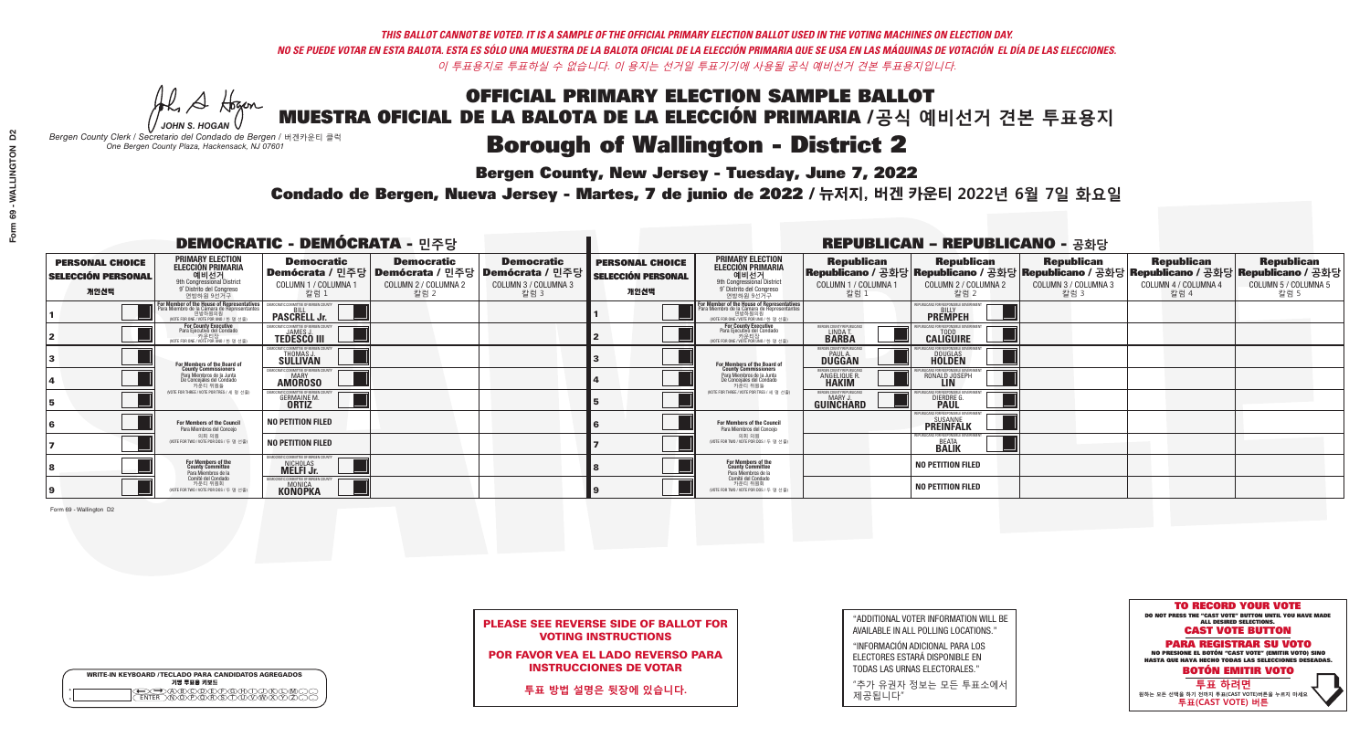*THIS BALLOT CANNOT BE VOTED. IT IS A SAMPLE OF THE OFFICIAL PRIMARY ELECTION BALLOT USED IN THE VOTING MACHINES ON ELECTION DAY.*
*NO SE PUEDE VOTAR EN ESTA BALOTA. ESTA ES SÓLO UNA MUESTRA DE LA BALOTA OFICIAL DE LA ELECCIÓN PRIMARIA QUE SE USA EN LAS MÁQUINAS DE VOTACIÓN EL DÍA DE LAS ELECCIONES.*
*이 투표용지로 투표하실 수 없습니다. 이 용지는 선거일 투표기기에 사용될 공식 예비선거 견본 투표용지입니다.*

JOHN S. HOGAN
*Bergen County Clerk / Secretario del Condado de Bergen /* 버겐카운티 클럭
*One Bergen County Plaza, Hackensack, NJ 07601*

# OFFICIAL PRIMARY ELECTION SAMPLE BALLOT
# MUESTRA OFICIAL DE LA BALOTA DE LA ELECCIÓN PRIMARIA /공식 예비선거 견본 투표용지

## Borough of Wallington - District 2

**Bergen County, New Jersey - Tuesday, June 7, 2022**

**Condado de Bergen, Nueva Jersey - Martes, 7 de junio de 2022 / 뉴저지, 버겐 카운티 2022년 6월 7일 화요일**

### DEMOCRATIC - DEMÓCRATA - 민주당

| PERSONAL CHOICE / SELECCIÓN PERSONAL / 개인선택 | PRIMARY ELECTION / ELECCIÓN PRIMARIA / 예비선거 / 9th Congressional District / 9° Distrito del Congreso / 연방하원 9선거구 | Democratic / Demócrata / 민주당 COLUMN 1 / COLUMNA 1 / 칼럼 1 | Democratic / Demócrata / 민주당 COLUMN 2 / COLUMNA 2 / 칼럼 2 | Democratic / Demócrata / 민주당 COLUMN 3 / COLUMNA 3 / 칼럼 3 |
|---|---|---|---|---|
| 1 | For Member of the House of Representatives / Para Miembro de la Cámara de Representantes / 연방하원의원 (VOTE FOR ONE / VOTE POR UNO / 한 명 선출) | BILL PASCRELL Jr. | | |
| 2 | For County Executive / Para Ejecutivo del Condado / 카운티장 (VOTE FOR ONE / VOTE POR UNO / 한 명 선출) | JAMES J. TEDESCO III | | |
| 3 | For Members of the Board of County Commissioners / Para Miembros de la Junta De Concejales del Condado / 카운티 위원들 (VOTE FOR THREE / VOTE POR TRES / 세 명 선출) | THOMAS J. SULLIVAN | | |
| 4 | | MARY AMOROSO | | |
| 5 | | GERMAINE M. ORTIZ | | |
| 6 | For Members of the Council / Para Miembros del Concejo / 의회 의원 (VOTE FOR TWO / VOTE POR DOS / 두 명 선출) | NO PETITION FILED | | |
| 7 | | NO PETITION FILED | | |
| 8 | For Members of the County Committee / Para Miembros de la Comité del Condado / 카운티 위원회 (VOTE FOR TWO / VOTE POR DOS / 두 명 선출) | NICHOLAS MELFI Jr. | | |
| 9 | | MONICA KONOPKA | | |

### REPUBLICAN - REPUBLICANO - 공화당

| PERSONAL CHOICE / SELECCIÓN PERSONAL / 개인선택 | PRIMARY ELECTION / ELECCIÓN PRIMARIA / 예비선거 / 9th Congressional District / 9° Distrito del Congreso / 연방하원 9선거구 | Republican / Republicano / 공화당 COLUMN 1 / COLUMNA 1 / 칼럼 1 | Republican / Republicano / 공화당 COLUMN 2 / COLUMNA 2 / 칼럼 2 | Republican / Republicano / 공화당 COLUMN 3 / COLUMNA 3 / 칼럼 3 | Republican / Republicano / 공화당 COLUMN 4 / COLUMNA 4 / 칼럼 4 | Republican / Republicano / 공화당 COLUMN 5 / COLUMNA 5 / 칼럼 5 |
|---|---|---|---|---|---|---|
| 1 | For Member of the House of Representatives / Para Miembro de la Cámara de Representantes / 연방하원의원 (VOTE FOR ONE / VOTE POR UNO / 한 명 선출) | | BILLY PREMPEH | | | |
| 2 | For County Executive / Para Ejecutivo del Condado / 카운티장 (VOTE FOR ONE / VOTE POR UNO / 한 명 선출) | LINDA T. BARBA | TODD CALIGUIRE | | | |
| 3 | For Members of the Board of County Commissioners / Para Miembros de la Junta De Concejales del Condado / 카운티 위원들 (VOTE FOR THREE / VOTE POR TRES / 세 명 선출) | PAUL A. DUGGAN | DOUGLAS HOLDEN | | | |
| 4 | | ANGELIQUE R. HAKIM | RONALD JOSEPH LIN | | | |
| 5 | | MARY J. GUINCHARD | DIERDRE G. PAUL | | | |
| 6 | For Members of the Council / Para Miembros del Concejo / 의회 의원 (VOTE FOR TWO / VOTE POR DOS / 두 명 선출) | | SUSANNE PREINFALK | | | |
| 7 | | | BEATA BALIK | | | |
| 8 | For Members of the County Committee / Para Miembros de la Comité del Condado / 카운티 위원회 (VOTE FOR TWO / VOTE POR DOS / 두 명 선출) | | NO PETITION FILED | | | |
| 9 | | | NO PETITION FILED | | | |

Form 69 - Wallington D2

**PLEASE SEE REVERSE SIDE OF BALLOT FOR VOTING INSTRUCTIONS**

**POR FAVOR VEA EL LADO REVERSO PARA INSTRUCCIONES DE VOTAR**

**투표 방법 설명은 뒷장에 있습니다.**

"ADDITIONAL VOTER INFORMATION WILL BE AVAILABLE IN ALL POLLING LOCATIONS."

"INFORMACIÓN ADICIONAL PARA LOS ELECTORES ESTARÁ DISPONIBLE EN TODAS LAS URNAS ELECTORALES."

"추가 유권자 정보는 모든 투표소에서 제공됩니다"

WRITE-IN KEYBOARD /TECLADO PARA CANDIDATOS AGREGADOS
기명 투표용 키보드

**TO RECORD YOUR VOTE**
DO NOT PRESS THE "CAST VOTE" BUTTON UNTIL YOU HAVE MADE ALL DESIRED SELECTIONS.
**CAST VOTE BUTTON**

**PARA REGISTRAR SU VOTO**
NO PRESIONE EL BOTÓN "CAST VOTE" (EMITIR VOTO) SINO HASTA QUE HAYA HECHO TODAS LAS SELECCIONES DESEADAS.
**BOTÓN EMITIR VOTO**

**투표 하려면**
원하는 모든 선택을 하기 전까지 투표(CAST VOTE)버튼을 누르지 마세요
**투표(CAST VOTE) 버튼**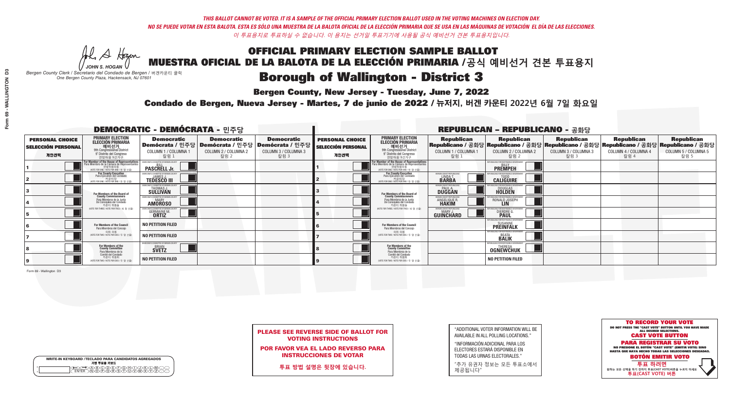*THIS BALLOT CANNOT BE VOTED. IT IS A SAMPLE OF THE OFFICIAL PRIMARY ELECTION BALLOT USED IN THE VOTING MACHINES ON ELECTION DAY.*
*NO SE PUEDE VOTAR EN ESTA BALOTA. ESTA ES SÓLO UNA MUESTRA DE LA BALOTA OFICIAL DE LA ELECCIÓN PRIMARIA QUE SE USA EN LAS MÁQUINAS DE VOTACIÓN EL DÍA DE LAS ELECCIONES.*
*이 투표용지로 투표하실 수 없습니다. 이 용지는 선거일 투표기기에 사용될 공식 예비선거 견본 투표용지입니다.*

JOHN S. HOGAN
*Bergen County Clerk / Secretario del Condado de Bergen / 버겐카운티 클럭*
*One Bergen County Plaza, Hackensack, NJ 07601*

# OFFICIAL PRIMARY ELECTION SAMPLE BALLOT
# MUESTRA OFICIAL DE LA BALOTA DE LA ELECCIÓN PRIMARIA /공식 예비선거 견본 투표용지
## Borough of Wallington - District 3

**Bergen County, New Jersey - Tuesday, June 7, 2022**
**Condado de Bergen, Nueva Jersey - Martes, 7 de junio de 2022 / 뉴저지, 버겐 카운티 2022년 6월 7일 화요일**

## DEMOCRATIC - DEMÓCRATA - 민주당

| PERSONAL CHOICE / SELECCIÓN PERSONAL / 개인선택 | PRIMARY ELECTION / ELECCIÓN PRIMARIA / 예비선거 / 9th Congressional District / 9° Distrito del Congreso / 연방하원 9선거구 | Democratic / Demócrata / 민주당 COLUMN 1 / COLUMNA 1 / 칼럼 1 | Democratic / Demócrata / 민주당 COLUMN 2 / COLUMNA 2 / 칼럼 2 | Democratic / Demócrata / 민주당 COLUMN 3 / COLUMNA 3 / 칼럼 3 |
|---|---|---|---|---|
| 1 | For Member of the House of Representatives / Para Miembro de la Cámara de Representantes / 연방하원의원 (VOTE FOR ONE / VOTE POR UNO / 한 명 선출) | BILL PASCRELL Jr. | | |
| 2 | For County Executive / Para Ejecutivo del Condado / 카운티장 (VOTE FOR ONE / VOTE POR UNO / 한 명 선출) | JAMES J. TEDESCO III | | |
| 3 | For Members of the Board of County Commissioners / Para Miembros de la Junta De Concejales del Condado / 카운티 위원들 (VOTE FOR THREE / VOTE POR TRES / 세 명 선출) | THOMAS J. SULLIVAN | | |
| 4 | | MARY AMOROSO | | |
| 5 | | GERMAINE M. ORTIZ | | |
| 6 | For Members of the Council / Para Miembros del Concejo / 의회 의원 (VOTE FOR TWO / VOTE POR DOS / 두 명 선출) | NO PETITION FILED | | |
| 7 | | NO PETITION FILED | | |
| 8 | For Members of the County Committee / Para Miembros de la Comité del Condado / 카운티 위원회 (VOTE FOR TWO / VOTE POR DOS / 두 명 선출) | BRIAN SVETZ | | |
| 9 | | NO PETITION FILED | | |

## REPUBLICAN - REPUBLICANO - 공화당

| PERSONAL CHOICE / SELECCIÓN PERSONAL / 개인선택 | PRIMARY ELECTION / ELECCIÓN PRIMARIA / 예비선거 / 9th Congressional District / 9° Distrito del Congreso / 연방하원 9선거구 | Republican / Republicano / 공화당 COLUMN 1 / COLUMNA 1 / 칼럼 1 | Republican / Republicano / 공화당 COLUMN 2 / COLUMNA 2 / 칼럼 2 | Republican / Republicano / 공화당 COLUMN 3 / COLUMNA 3 / 칼럼 3 | Republican / Republicano / 공화당 COLUMN 4 / COLUMNA 4 / 칼럼 4 | Republican / Republicano / 공화당 COLUMN 5 / COLUMNA 5 / 칼럼 5 |
|---|---|---|---|---|---|---|
| 1 | For Member of the House of Representatives / Para Miembro de la Cámara de Representantes / 연방하원의원 (VOTE FOR ONE / VOTE POR UNO / 한 명 선출) | | BILLY PREMPEH | | | |
| 2 | For County Executive / Para Ejecutivo del Condado / 카운티장 (VOTE FOR ONE / VOTE POR UNO / 한 명 선출) | LINDA T. BARBA | TODD CALIGUIRE | | | |
| 3 | For Members of the Board of County Commissioners / Para Miembros de la Junta De Concejales del Condado / 카운티 위원들 (VOTE FOR THREE / VOTE POR TRES / 세 명 선출) | PAUL A. DUGGAN | DOUGLAS HOLDEN | | | |
| 4 | | ANGELIQUE R. HAKIM | RONALD JOSEPH LIN | | | |
| 5 | | MARY J. GUINCHARD | DIERDRE G. PAUL | | | |
| 6 | For Members of the Council / Para Miembros del Concejo / 의회 의원 (VOTE FOR TWO / VOTE POR DOS / 두 명 선출) | | SUSANNE PREINFALK | | | |
| 7 | | | BEATA BALIK | | | |
| 8 | For Members of the County Committee / Para Miembros de la Comité del Condado / 카운티 위원회 (VOTE FOR TWO / VOTE POR DOS / 두 명 선출) | | THERESA OGNEWCHUK | | | |
| 9 | | | NO PETITION FILED | | | |

Form 69 - Wallington D3

**PLEASE SEE REVERSE SIDE OF BALLOT FOR VOTING INSTRUCTIONS**

**POR FAVOR VEA EL LADO REVERSO PARA INSTRUCCIONES DE VOTAR**

**투표 방법 설명은 뒷장에 있습니다.**

"ADDITIONAL VOTER INFORMATION WILL BE AVAILABLE IN ALL POLLING LOCATIONS."

"INFORMACIÓN ADICIONAL PARA LOS ELECTORES ESTARÁ DISPONIBLE EN TODAS LAS URNAS ELECTORALES."

"추가 유권자 정보는 모든 투표소에서 제공됩니다"

WRITE-IN KEYBOARD /TECLADO PARA CANDIDATOS AGREGADOS
기명 투표용 키보드

**TO RECORD YOUR VOTE**
DO NOT PRESS THE "CAST VOTE" BUTTON UNTIL YOU HAVE MADE ALL DESIRED SELECTIONS.
**CAST VOTE BUTTON**

**PARA REGISTRAR SU VOTO**
NO PRESIONE EL BOTÓN "CAST VOTE" (EMITIR VOTO) SINO HASTA QUE HAYA HECHO TODAS LAS SELECCIONES DESEADAS.
**BOTÓN EMITIR VOTO**

**투표 하려면**
원하는 모든 선택을 하기 전까지 투표(CAST VOTE)버튼을 누르지 마세요
**투표(CAST VOTE) 버튼**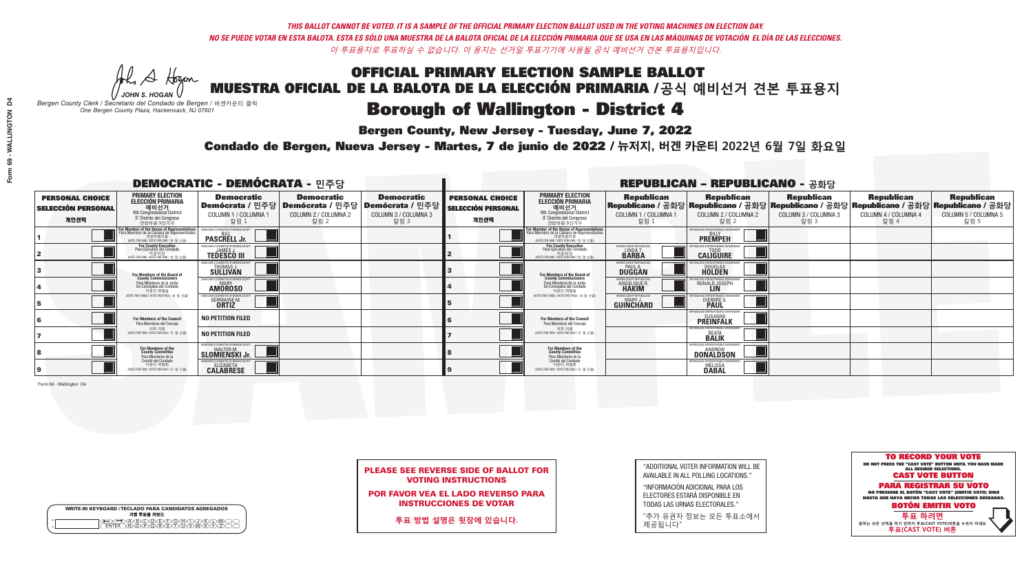*THIS BALLOT CANNOT BE VOTED. IT IS A SAMPLE OF THE OFFICIAL PRIMARY ELECTION BALLOT USED IN THE VOTING MACHINES ON ELECTION DAY.*
*NO SE PUEDE VOTAR EN ESTA BALOTA. ESTA ES SÓLO UNA MUESTRA DE LA BALOTA OFICIAL DE LA ELECCIÓN PRIMARIA QUE SE USA EN LAS MÁQUINAS DE VOTACIÓN EL DÍA DE LAS ELECCIONES.*
*이 투표용지로 투표하실 수 없습니다. 이 용지는 선거일 투표기기에 사용될 공식 예비선거 견본 투표용지입니다.*

JOHN S. HOGAN
Bergen County Clerk / Secretario del Condado de Bergen / 버겐카운티 클럭
One Bergen County Plaza, Hackensack, NJ 07601

# OFFICIAL PRIMARY ELECTION SAMPLE BALLOT
# MUESTRA OFICIAL DE LA BALOTA DE LA ELECCIÓN PRIMARIA /공식 예비선거 견본 투표용지
# Borough of Wallington - District 4

**Bergen County, New Jersey - Tuesday, June 7, 2022**

**Condado de Bergen, Nueva Jersey - Martes, 7 de junio de 2022 / 뉴저지, 버겐 카운티 2022년 6월 7일 화요일**

## DEMOCRATIC - DEMÓCRATA - 민주당

| PERSONAL CHOICE / SELECCIÓN PERSONAL / 개인선택 | PRIMARY ELECTION / ELECCIÓN PRIMARIA / 예비선거 / 9th Congressional District / 9° Distrito del Congreso / 연방하원 9선거구 | Democratic / Demócrata / 민주당 COLUMN 1 / COLUMNA 1 / 칼럼 1 | Democratic / Demócrata / 민주당 COLUMN 2 / COLUMNA 2 / 칼럼 2 | Democratic / Demócrata / 민주당 COLUMN 3 / COLUMNA 3 / 칼럼 3 |
|---|---|---|---|---|
| 1 | For Member of the House of Representatives / Para Miembro de la Cámara de Representantes / 연방하원의원 (VOTE FOR ONE / VOTE POR UNO / 한 명 선출) | BILL PASCRELL Jr. | | |
| 2 | For County Executive / Para Ejecutivo del Condado / 카운티장 (VOTE FOR ONE / VOTE POR UNO / 한 명 선출) | JAMES J. TEDESCO III | | |
| 3 | For Members of the Board of County Commissioners / Para Miembros de la Junta De Concejales del Condado / 카운티 위원들 (VOTE FOR THREE / VOTE POR TRES / 세 명 선출) | THOMAS J. SULLIVAN | | |
| 4 | | MARY AMOROSO | | |
| 5 | | GERMAINE M. ORTIZ | | |
| 6 | For Members of the Council / Para Miembros del Concejo / 의회 의원 (VOTE FOR TWO / VOTE POR DOS / 두 명 선출) | NO PETITION FILED | | |
| 7 | | NO PETITION FILED | | |
| 8 | For Members of the County Committee / Para Miembros de la Comité del Condado / 카운티 위원회 (VOTE FOR TWO / VOTE POR DOS / 두 명 선출) | WALTER M. SLOMIENSKI Jr. | | |
| 9 | | ELIZABETH CALABRESE | | |

## REPUBLICAN - REPUBLICANO - 공화당

| PERSONAL CHOICE / SELECCIÓN PERSONAL / 개인선택 | PRIMARY ELECTION / ELECCIÓN PRIMARIA / 예비선거 / 9th Congressional District / 9° Distrito del Congreso / 연방하원 9선거구 | Republican / Republicano / 공화당 COLUMN 1 / COLUMNA 1 / 칼럼 1 | Republican / Republicano / 공화당 COLUMN 2 / COLUMNA 2 / 칼럼 2 | Republican / Republicano / 공화당 COLUMN 3 / COLUMNA 3 / 칼럼 3 | Republican / Republicano / 공화당 COLUMN 4 / COLUMNA 4 / 칼럼 4 | Republican / Republicano / 공화당 COLUMN 5 / COLUMNA 5 / 칼럼 5 |
|---|---|---|---|---|---|---|
| 1 | For Member of the House of Representatives / Para Miembro de la Cámara de Representantes / 연방하원의원 (VOTE FOR ONE / VOTE POR UNO / 한 명 선출) | | BILLY PREMPEH | | | |
| 2 | For County Executive / Para Ejecutivo del Condado / 카운티장 (VOTE FOR ONE / VOTE POR UNO / 한 명 선출) | LINDA T. BARBA | TODD CALIGUIRE | | | |
| 3 | For Members of the Board of County Commissioners / Para Miembros de la Junta De Concejales del Condado / 카운티 위원들 (VOTE FOR THREE / VOTE POR TRES / 세 명 선출) | PAUL A. DUGGAN | DOUGLAS HOLDEN | | | |
| 4 | | ANGELIQUE R. HAKIM | RONALD JOSEPH LIN | | | |
| 5 | | MARY J. GUINCHARD | DIERDRE G. PAUL | | | |
| 6 | For Members of the Council / Para Miembros del Concejo / 의회 의원 (VOTE FOR TWO / VOTE POR DOS / 두 명 선출) | | SUSANNE PREINFALK | | | |
| 7 | | | BEATA BALIK | | | |
| 8 | For Members of the County Committee / Para Miembros de la Comité del Condado / 카운티 위원회 (VOTE FOR TWO / VOTE POR DOS / 두 명 선출) | | ANDREW DONALDSON | | | |
| 9 | | | MELISSA DABAL | | | |

Form 69 - Wallington D4

WRITE-IN KEYBOARD /TECLADO PARA CANDIDATOS AGREGADOS
기명 투표용 키보드

**PLEASE SEE REVERSE SIDE OF BALLOT FOR VOTING INSTRUCTIONS**

**POR FAVOR VEA EL LADO REVERSO PARA INSTRUCCIONES DE VOTAR**

**투표 방법 설명은 뒷장에 있습니다.**

"ADDITIONAL VOTER INFORMATION WILL BE AVAILABLE IN ALL POLLING LOCATIONS."

"INFORMACIÓN ADICIONAL PARA LOS ELECTORES ESTARÁ DISPONIBLE EN TODAS LAS URNAS ELECTORALES."

"추가 유권자 정보는 모든 투표소에서 제공됩니다"

**TO RECORD YOUR VOTE**
DO NOT PRESS THE "CAST VOTE" BUTTON UNTIL YOU HAVE MADE ALL DESIRED SELECTIONS.
**CAST VOTE BUTTON**
**PARA REGISTRAR SU VOTO**
NO PRESIONE EL BOTÓN "CAST VOTE" (EMITIR VOTO) SINO HASTA QUE HAYA HECHO TODAS LAS SELECCIONES DESEADAS.
**BOTÓN EMITIR VOTO**
**투표 하려면**
원하는 모든 선택을 하기 전까지 투표(CAST VOTE)버튼을 누르지 마세요
**투표(CAST VOTE) 버튼**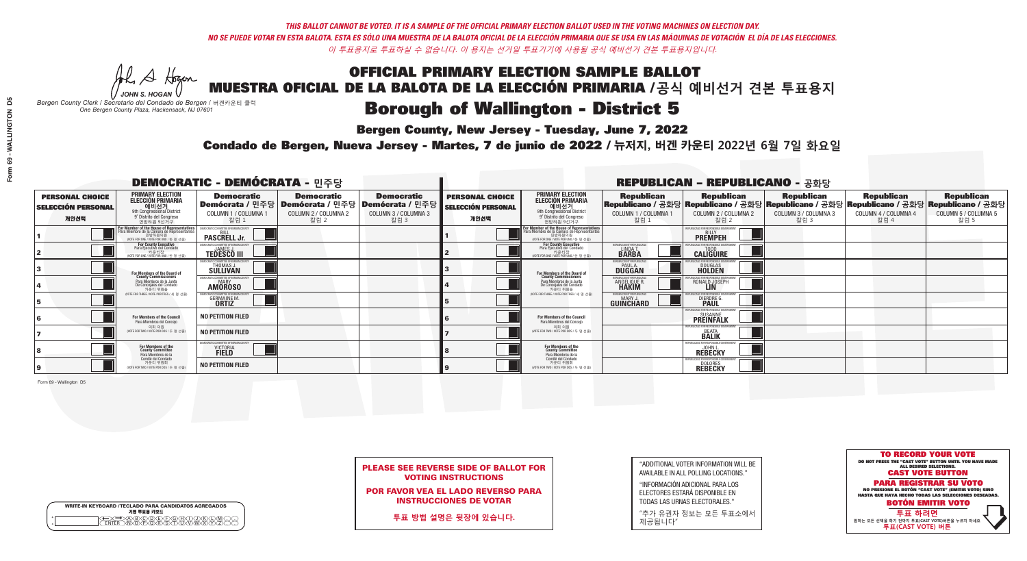*THIS BALLOT CANNOT BE VOTED. IT IS A SAMPLE OF THE OFFICIAL PRIMARY ELECTION BALLOT USED IN THE VOTING MACHINES ON ELECTION DAY.*
*NO SE PUEDE VOTAR EN ESTA BALOTA. ESTA ES SÓLO UNA MUESTRA DE LA BALOTA OFICIAL DE LA ELECCIÓN PRIMARIA QUE SE USA EN LAS MÁQUINAS DE VOTACIÓN EL DÍA DE LAS ELECCIONES.*
*이 투표용지로 투표하실 수 없습니다. 이 용지는 선거일 투표기기에 사용될 공식 예비선거 견본 투표용지입니다.*

JOHN S. HOGAN
Bergen County Clerk / Secretario del Condado de Bergen / 버겐카운티 클럭
One Bergen County Plaza, Hackensack, NJ 07601

# OFFICIAL PRIMARY ELECTION SAMPLE BALLOT
# MUESTRA OFICIAL DE LA BALOTA DE LA ELECCIÓN PRIMARIA /공식 예비선거 견본 투표용지

## Borough of Wallington - District 5

**Bergen County, New Jersey - Tuesday, June 7, 2022**

**Condado de Bergen, Nueva Jersey - Martes, 7 de junio de 2022 / 뉴저지, 버겐 카운티 2022년 6월 7일 화요일**

### DEMOCRATIC - DEMÓCRATA - 민주당

| PERSONAL CHOICE / SELECCIÓN PERSONAL / 개인선택 | PRIMARY ELECTION / ELECCIÓN PRIMARIA / 예비선거 | Democratic / Demócrata / 민주당 COLUMN 1 / COLUMNA 1 / 칼럼 1 | Democratic / Demócrata / 민주당 COLUMN 2 / COLUMNA 2 / 칼럼 2 | Democratic / Demócrata / 민주당 COLUMN 3 / COLUMNA 3 / 칼럼 3 |
|---|---|---|---|---|
| 1 | For Member of the House of Representatives / Para Miembro de la Cámara de Representantes / 연방하원의원 (VOTE FOR ONE / VOTE POR UNO / 한 명 선출) 9th Congressional District / 9° Distrito del Congreso / 연방하원 9선거구 | BILL PASCRELL Jr. | | |
| 2 | For County Executive / Para Ejecutivo del Condado / 카운티장 (VOTE FOR ONE / VOTE POR UNO / 한 명 선출) | JAMES J. TEDESCO III | | |
| 3 | For Members of the Board of County Commissioners / Para Miembros de la Junta De Concejales del Condado / 카운티 위원들 (VOTE FOR THREE / VOTE POR TRES / 세 명 선출) | THOMAS J. SULLIVAN | | |
| 4 | | MARY AMOROSO | | |
| 5 | | GERMAINE M. ORTIZ | | |
| 6 | For Members of the Council / Para Miembros del Concejo / 의회 의원 (VOTE FOR TWO / VOTE POR DOS / 두 명 선출) | NO PETITION FILED | | |
| 7 | | NO PETITION FILED | | |
| 8 | For Members of the County Committee / Para Miembros de la Comité del Condado / 카운티 위원회 (VOTE FOR TWO / VOTE POR DOS / 두 명 선출) | VICTORIA FIELD | | |
| 9 | | NO PETITION FILED | | |

### REPUBLICAN - REPUBLICANO - 공화당

| PERSONAL CHOICE / SELECCIÓN PERSONAL / 개인선택 | PRIMARY ELECTION / ELECCIÓN PRIMARIA / 예비선거 | Republican / Republicano / 공화당 COLUMN 1 / COLUMNA 1 / 칼럼 1 | Republican / Republicano / 공화당 COLUMN 2 / COLUMNA 2 / 칼럼 2 | Republican / Republicano / 공화당 COLUMN 3 / COLUMNA 3 / 칼럼 3 | Republican / Republicano / 공화당 COLUMN 4 / COLUMNA 4 / 칼럼 4 | Republican / Republicano / 공화당 COLUMN 5 / COLUMNA 5 / 칼럼 5 |
|---|---|---|---|---|---|---|
| 1 | For Member of the House of Representatives / Para Miembro de la Cámara de Representantes / 연방하원의원 (VOTE FOR ONE / VOTE POR UNO / 한 명 선출) 9th Congressional District / 9° Distrito del Congreso / 연방하원 9선거구 | | BILLY PREMPEH | | | |
| 2 | For County Executive / Para Ejecutivo del Condado / 카운티장 (VOTE FOR ONE / VOTE POR UNO / 한 명 선출) | LINDA T. BARBA | TODD CALIGUIRE | | | |
| 3 | For Members of the Board of County Commissioners / Para Miembros de la Junta De Concejales del Condado / 카운티 위원들 (VOTE FOR THREE / VOTE POR TRES / 세 명 선출) | PAUL A. DUGGAN | DOUGLAS HOLDEN | | | |
| 4 | | ANGELIQUE R. HAKIM | RONALD JOSEPH LIN | | | |
| 5 | | MARY J. GUINCHARD | DIERDRE G. PAUL | | | |
| 6 | For Members of the Council / Para Miembros del Concejo / 의회 의원 (VOTE FOR TWO / VOTE POR DOS / 두 명 선출) | | SUSANNE PREINFALK | | | |
| 7 | | | BEATA BALIK | | | |
| 8 | For Members of the County Committee / Para Miembros de la Comité del Condado / 카운티 위원회 (VOTE FOR TWO / VOTE POR DOS / 두 명 선출) | | JOHN L. REBECKY | | | |
| 9 | | | DOLORES REBECKY | | | |

Form 69 - Wallington D5

WRITE-IN KEYBOARD /TECLADO PARA CANDIDATOS AGREGADOS / 기명 투표용 키보드

**PLEASE SEE REVERSE SIDE OF BALLOT FOR VOTING INSTRUCTIONS**

**POR FAVOR VEA EL LADO REVERSO PARA INSTRUCCIONES DE VOTAR**

**투표 방법 설명은 뒷장에 있습니다.**

"ADDITIONAL VOTER INFORMATION WILL BE AVAILABLE IN ALL POLLING LOCATIONS."

"INFORMACIÓN ADICIONAL PARA LOS ELECTORES ESTARÁ DISPONIBLE EN TODAS LAS URNAS ELECTORALES."

"추가 유권자 정보는 모든 투표소에서 제공됩니다"

**TO RECORD YOUR VOTE**
DO NOT PRESS THE "CAST VOTE" BUTTON UNTIL YOU HAVE MADE ALL DESIRED SELECTIONS.
**CAST VOTE BUTTON**

**PARA REGISTRAR SU VOTO**
NO PRESIONE EL BOTÓN "CAST VOTE" (EMITIR VOTO) SINO HASTA QUE HAYA HECHO TODAS LAS SELECCIONES DESEADAS.
**BOTÓN EMITIR VOTO**

**투표 하려면**
원하는 모든 선택을 하기 전까지 투표(CAST VOTE)버튼을 누르지 마세요
**투표(CAST VOTE) 버튼**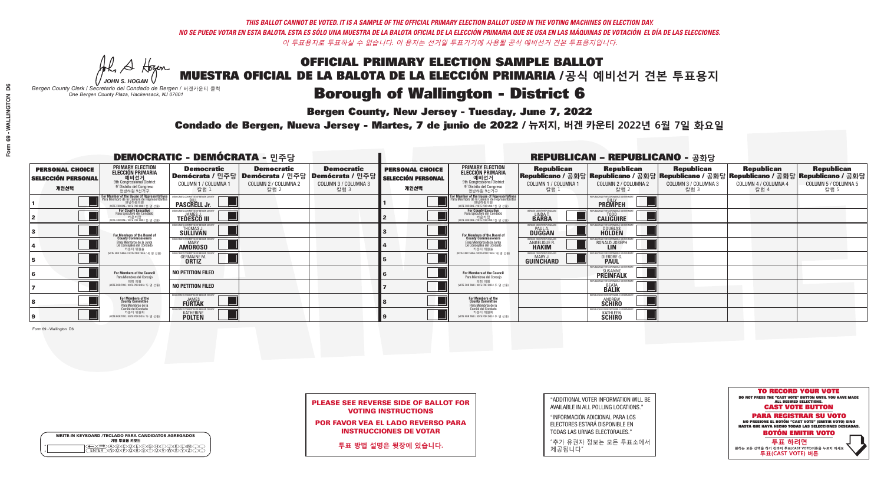*THIS BALLOT CANNOT BE VOTED. IT IS A SAMPLE OF THE OFFICIAL PRIMARY ELECTION BALLOT USED IN THE VOTING MACHINES ON ELECTION DAY.*
*NO SE PUEDE VOTAR EN ESTA BALOTA. ESTA ES SÓLO UNA MUESTRA DE LA BALOTA OFICIAL DE LA ELECCIÓN PRIMARIA QUE SE USA EN LAS MÁQUINAS DE VOTACIÓN EL DÍA DE LAS ELECCIONES.*
*이 투표용지로 투표하실 수 없습니다. 이 용지는 선거일 투표기기에 사용될 공식 예비선거 견본 투표용지입니다.*

JOHN S. HOGAN
*Bergen County Clerk / Secretario del Condado de Bergen /* 버겐카운티 클럭
*One Bergen County Plaza, Hackensack, NJ 07601*

# OFFICIAL PRIMARY ELECTION SAMPLE BALLOT
# MUESTRA OFICIAL DE LA BALOTA DE LA ELECCIÓN PRIMARIA /공식 예비선거 견본 투표용지
# Borough of Wallington - District 6

**Bergen County, New Jersey - Tuesday, June 7, 2022**
**Condado de Bergen, Nueva Jersey - Martes, 7 de junio de 2022 / 뉴저지, 버겐 카운티 2022년 6월 7일 화요일**

## DEMOCRATIC - DEMÓCRATA - 민주당

| PERSONAL CHOICE / SELECCIÓN PERSONAL / 개인선택 | PRIMARY ELECTION / ELECCIÓN PRIMARIA / 예비선거 / 9th Congressional District / 9° Distrito del Congreso / 연방하원 9선거구 | Democratic / Demócrata / 민주당 COLUMN 1 / COLUMNA 1 / 칼럼 1 | Democratic / Demócrata / 민주당 COLUMN 2 / COLUMNA 2 / 칼럼 2 | Democratic / Demócrata / 민주당 COLUMN 3 / COLUMNA 3 / 칼럼 3 |
|---|---|---|---|---|
| 1 | For Member of the House of Representatives / Para Miembro de la Cámara de Representantes / 연방하원의원 (VOTE FOR ONE / VOTE POR UNO / 한 명 선출) | BILL PASCRELL Jr. | | |
| 2 | For County Executive / Para Ejecutivo del Condado / 카운티장 (VOTE FOR ONE / VOTE POR UNO / 한 명 선출) | JAMES J. TEDESCO III | | |
| 3 | For Members of the Board of County Commissioners / Para Miembros de la Junta De Concejales del Condado / 카운티 위원들 (VOTE FOR THREE / VOTE POR TRES / 세 명 선출) | THOMAS J. SULLIVAN | | |
| 4 | | MARY AMOROSO | | |
| 5 | | GERMAINE M. ORTIZ | | |
| 6 | For Members of the Council / Para Miembros del Concejo / 의회 의원 (VOTE FOR TWO / VOTE POR DOS / 두 명 선출) | NO PETITION FILED | | |
| 7 | | NO PETITION FILED | | |
| 8 | For Members of the County Committee / Para Miembros de la Comité del Condado / 카운티 위원회 (VOTE FOR TWO / VOTE POR DOS / 두 명 선출) | JAMES FURTAK | | |
| 9 | | KATHERINE POLTEN | | |

## REPUBLICAN - REPUBLICANO - 공화당

| PERSONAL CHOICE / SELECCIÓN PERSONAL / 개인선택 | PRIMARY ELECTION / ELECCIÓN PRIMARIA / 예비선거 / 9th Congressional District / 9° Distrito del Congreso / 연방하원 9선거구 | Republican / Republicano / 공화당 COLUMN 1 / COLUMNA 1 / 칼럼 1 | Republican / Republicano / 공화당 COLUMN 2 / COLUMNA 2 / 칼럼 2 | Republican / Republicano / 공화당 COLUMN 3 / COLUMNA 3 / 칼럼 3 | Republican / Republicano / 공화당 COLUMN 4 / COLUMNA 4 / 칼럼 4 | Republican / Republicano / 공화당 COLUMN 5 / COLUMNA 5 / 칼럼 5 |
|---|---|---|---|---|---|---|
| 1 | For Member of the House of Representatives / Para Miembro de la Cámara de Representantes / 연방하원의원 (VOTE FOR ONE / VOTE POR UNO / 한 명 선출) | | BILLY PREMPEH | | | |
| 2 | For County Executive / Para Ejecutivo del Condado / 카운티장 (VOTE FOR ONE / VOTE POR UNO / 한 명 선출) | LINDA T. BARBA | TODD CALIGUIRE | | | |
| 3 | For Members of the Board of County Commissioners / Para Miembros de la Junta De Concejales del Condado / 카운티 위원들 (VOTE FOR THREE / VOTE POR TRES / 세 명 선출) | PAUL A. DUGGAN | DOUGLAS HOLDEN | | | |
| 4 | | ANGELIQUE R. HAKIM | RONALD JOSEPH LIN | | | |
| 5 | | MARY J. GUINCHARD | DIERDRE G. PAUL | | | |
| 6 | For Members of the Council / Para Miembros del Concejo / 의회 의원 (VOTE FOR TWO / VOTE POR DOS / 두 명 선출) | | SUSANNE PREINFALK | | | |
| 7 | | | BEATA BALIK | | | |
| 8 | For Members of the County Committee / Para Miembros de la Comité del Condado / 카운티 위원회 (VOTE FOR TWO / VOTE POR DOS / 두 명 선출) | | ANDREW SCHIRO | | | |
| 9 | | | KATHLEEN SCHIRO | | | |

Form 69 - Wallington D6

**PLEASE SEE REVERSE SIDE OF BALLOT FOR VOTING INSTRUCTIONS**

**POR FAVOR VEA EL LADO REVERSO PARA INSTRUCCIONES DE VOTAR**

**투표 방법 설명은 뒷장에 있습니다.**

"ADDITIONAL VOTER INFORMATION WILL BE AVAILABLE IN ALL POLLING LOCATIONS."

"INFORMACIÓN ADICIONAL PARA LOS ELECTORES ESTARÁ DISPONIBLE EN TODAS LAS URNAS ELECTORALES."

"추가 유권자 정보는 모든 투표소에서 제공됩니다"

WRITE-IN KEYBOARD /TECLADO PARA CANDIDATOS AGREGADOS
기명 투표용 키보드

**TO RECORD YOUR VOTE**
DO NOT PRESS THE "CAST VOTE" BUTTON UNTIL YOU HAVE MADE ALL DESIRED SELECTIONS.
**CAST VOTE BUTTON**

**PARA REGISTRAR SU VOTO**
NO PRESIONE EL BOTÓN "CAST VOTE" (EMITIR VOTO) SINO HASTA QUE HAYA HECHO TODAS LAS SELECCIONES DESEADAS.
**BOTÓN EMITIR VOTO**

**투표 하려면**
원하는 모든 선택을 하기 전까지 투표(CAST VOTE)버튼을 누르지 마세요
**투표(CAST VOTE) 버튼**